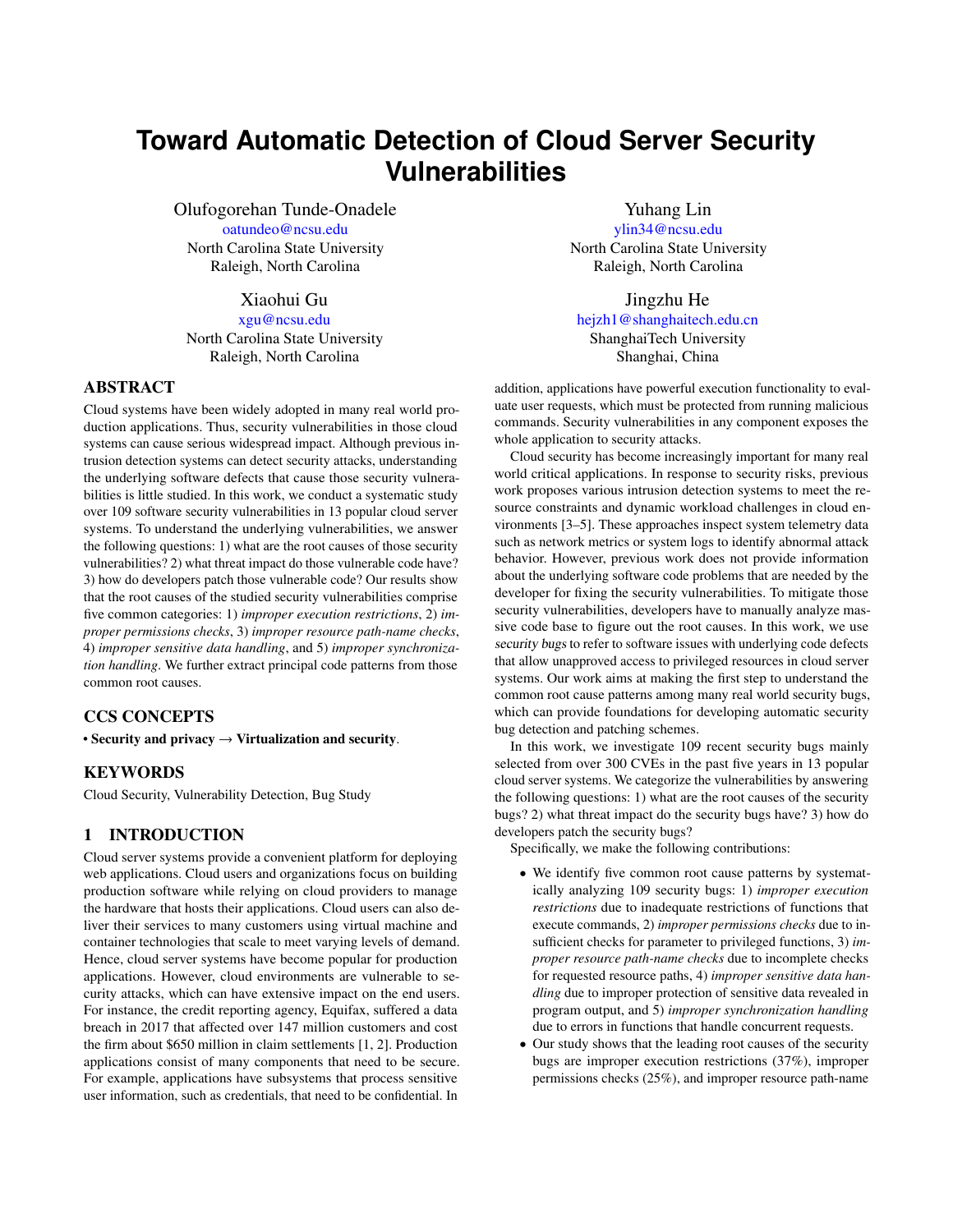# Toward Automatic Detection of Cloud Server Security Vulnerabilities

Olufogorehan Tunde-Onadele
oatundeo@ncsu.edu
North Carolina State University
Raleigh, North Carolina

Yuhang Lin
ylin34@ncsu.edu
North Carolina State University
Raleigh, North Carolina

Xiaohui Gu
xgu@ncsu.edu
North Carolina State University
Raleigh, North Carolina

Jingzhu He
hejzh1@shanghaitech.edu.cn
ShanghaiTech University
Shanghai, China

## ABSTRACT

Cloud systems have been widely adopted in many real world production applications. Thus, security vulnerabilities in those cloud systems can cause serious widespread impact. Although previous intrusion detection systems can detect security attacks, understanding the underlying software defects that cause those security vulnerabilities is little studied. In this work, we conduct a systematic study over 109 software security vulnerabilities in 13 popular cloud server systems. To understand the underlying vulnerabilities, we answer the following questions: 1) what are the root causes of those security vulnerabilities? 2) what threat impact do those vulnerable code have? 3) how do developers patch those vulnerable code? Our results show that the root causes of the studied security vulnerabilities comprise five common categories: 1) *improper execution restrictions*, 2) *improper permissions checks*, 3) *improper resource path-name checks*, 4) *improper sensitive data handling*, and 5) *improper synchronization handling*. We further extract principal code patterns from those common root causes.

## CCS CONCEPTS

• **Security and privacy → Virtualization and security**.

## KEYWORDS

Cloud Security, Vulnerability Detection, Bug Study

## 1 INTRODUCTION

Cloud server systems provide a convenient platform for deploying web applications. Cloud users and organizations focus on building production software while relying on cloud providers to manage the hardware that hosts their applications. Cloud users can also deliver their services to many customers using virtual machine and container technologies that scale to meet varying levels of demand. Hence, cloud server systems have become popular for production applications. However, cloud environments are vulnerable to security attacks, which can have extensive impact on the end users. For instance, the credit reporting agency, Equifax, suffered a data breach in 2017 that affected over 147 million customers and cost the firm about $650 million in claim settlements [1, 2]. Production applications consist of many components that need to be secure. For example, applications have subsystems that process sensitive user information, such as credentials, that need to be confidential. In addition, applications have powerful execution functionality to evaluate user requests, which must be protected from running malicious commands. Security vulnerabilities in any component exposes the whole application to security attacks.

Cloud security has become increasingly important for many real world critical applications. In response to security risks, previous work proposes various intrusion detection systems to meet the resource constraints and dynamic workload challenges in cloud environments [3–5]. These approaches inspect system telemetry data such as network metrics or system logs to identify abnormal attack behavior. However, previous work does not provide information about the underlying software code problems that are needed by the developer for fixing the security vulnerabilities. To mitigate those security vulnerabilities, developers have to manually analyze massive code base to figure out the root causes. In this work, we use *security bugs* to refer to software issues with underlying code defects that allow unapproved access to privileged resources in cloud server systems. Our work aims at making the first step to understand the common root cause patterns among many real world security bugs, which can provide foundations for developing automatic security bug detection and patching schemes.

In this work, we investigate 109 recent security bugs mainly selected from over 300 CVEs in the past five years in 13 popular cloud server systems. We categorize the vulnerabilities by answering the following questions: 1) what are the root causes of the security bugs? 2) what threat impact do the security bugs have? 3) how do developers patch the security bugs?

Specifically, we make the following contributions:

- We identify five common root cause patterns by systematically analyzing 109 security bugs: 1) *improper execution restrictions* due to inadequate restrictions of functions that execute commands, 2) *improper permissions checks* due to insufficient checks for parameter to privileged functions, 3) *improper resource path-name checks* due to incomplete checks for requested resource paths, 4) *improper sensitive data handling* due to improper protection of sensitive data revealed in program output, and 5) *improper synchronization handling* due to errors in functions that handle concurrent requests.
- Our study shows that the leading root causes of the security bugs are improper execution restrictions (37%), improper permissions checks (25%), and improper resource path-name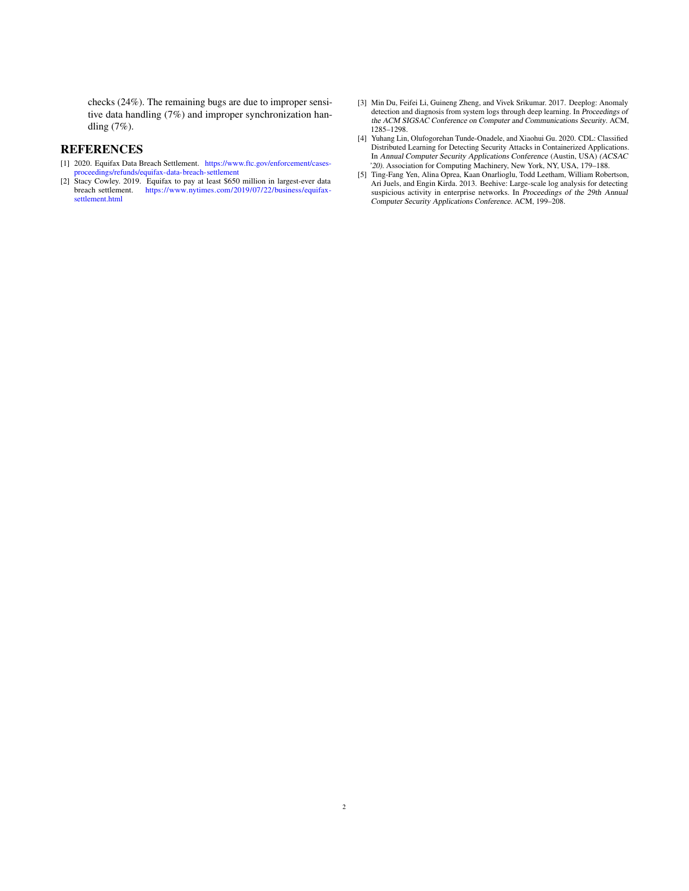checks (24%). The remaining bugs are due to improper sensitive data handling (7%) and improper synchronization handling (7%).

## REFERENCES

[1] 2020. Equifax Data Breach Settlement. https://www.ftc.gov/enforcement/cases-proceedings/refunds/equifax-data-breach-settlement

[2] Stacy Cowley. 2019. Equifax to pay at least $650 million in largest-ever data breach settlement. https://www.nytimes.com/2019/07/22/business/equifax-settlement.html

[3] Min Du, Feifei Li, Guineng Zheng, and Vivek Srikumar. 2017. Deeplog: Anomaly detection and diagnosis from system logs through deep learning. In *Proceedings of the ACM SIGSAC Conference on Computer and Communications Security*. ACM, 1285–1298.

[4] Yuhang Lin, Olufogorehan Tunde-Onadele, and Xiaohui Gu. 2020. CDL: Classified Distributed Learning for Detecting Security Attacks in Containerized Applications. In *Annual Computer Security Applications Conference* (Austin, USA) *(ACSAC '20)*. Association for Computing Machinery, New York, NY, USA, 179–188.

[5] Ting-Fang Yen, Alina Oprea, Kaan Onarlioglu, Todd Leetham, William Robertson, Ari Juels, and Engin Kirda. 2013. Beehive: Large-scale log analysis for detecting suspicious activity in enterprise networks. In *Proceedings of the 29th Annual Computer Security Applications Conference*. ACM, 199–208.